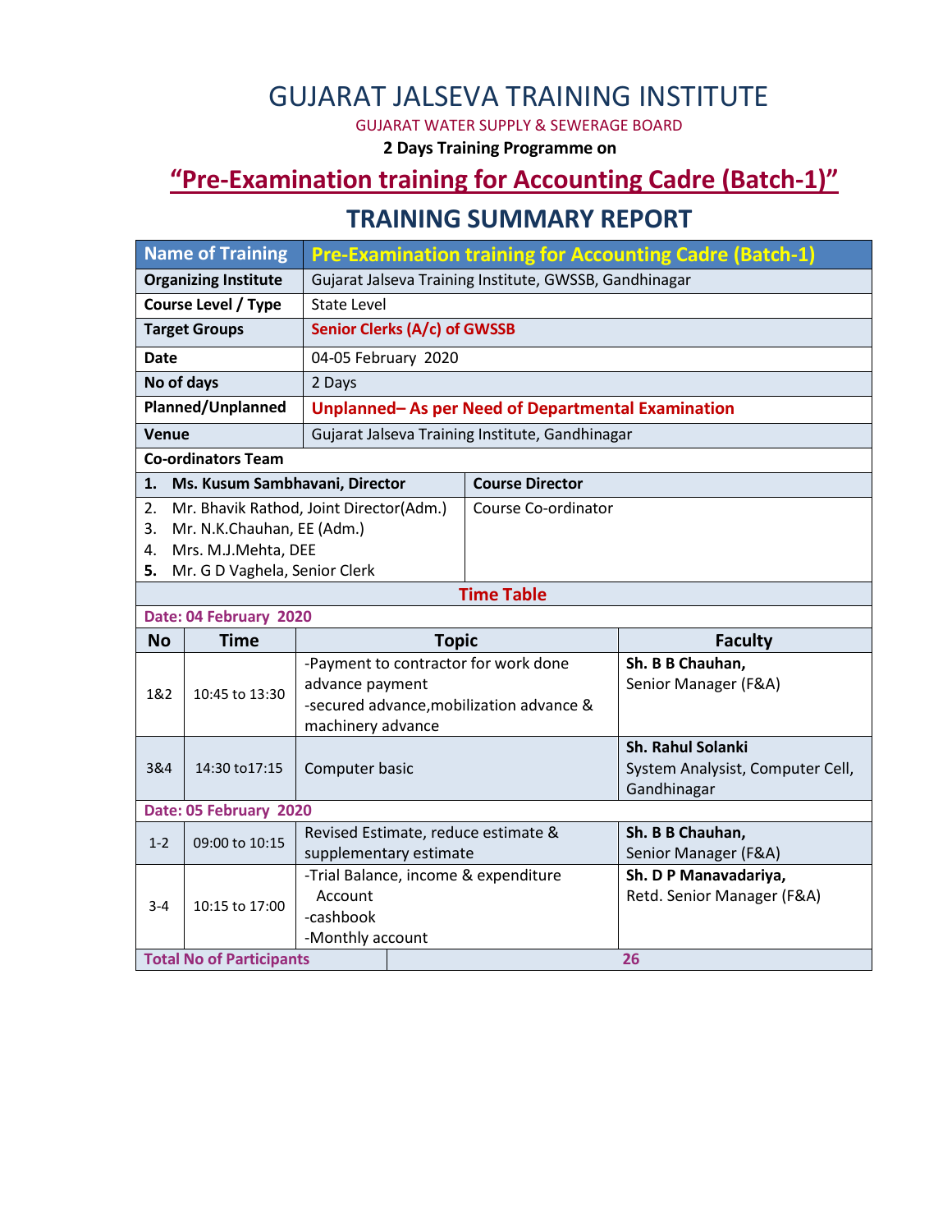# GUJARAT JALSEVA TRAINING INSTITUTE

GUJARAT WATER SUPPLY & SEWERAGE BOARD

**2 Days Training Programme on**

## "Pre-Examination training for Accounting Cadre (Batch-1)"

## TRAINING SUMMARY REPORT

| Name of Training | Pre-Examination training for Accounting Cadre (Batch-1) |
|---|---|
| **Organizing Institute** | Gujarat Jalseva Training Institute, GWSSB, Gandhinagar |
| **Course Level / Type** | State Level |
| **Target Groups** | **Senior Clerks (A/c) of GWSSB** |
| **Date** | 04-05 February 2020 |
| **No of days** | 2 Days |
| **Planned/Unplanned** | **Unplanned– As per Need of Departmental Examination** |
| **Venue** | Gujarat Jalseva Training Institute, Gandhinagar |

**Co-ordinators Team**

| Name | Role |
|---|---|
| **1. Ms. Kusum Sambhavani, Director** | **Course Director** |
| 2. Mr. Bhavik Rathod, Joint Director(Adm.)<br>3. Mr. N.K.Chauhan, EE (Adm.)<br>4. Mrs. M.J.Mehta, DEE<br>**5.** Mr. G D Vaghela, Senior Clerk | Course Co-ordinator |

**Time Table**

| No | Time | Topic | Faculty |
|---|---|---|---|
| **Date: 04 February 2020** | | | |
| 1&2 | 10:45 to 13:30 | -Payment to contractor for work done advance payment<br>-secured advance,mobilization advance & machinery advance | **Sh. B B Chauhan,**<br>Senior Manager (F&A) |
| 3&4 | 14:30 to17:15 | Computer basic | **Sh. Rahul Solanki**<br>System Analysist, Computer Cell, Gandhinagar |
| **Date: 05 February 2020** | | | |
| 1-2 | 09:00 to 10:15 | Revised Estimate, reduce estimate & supplementary estimate | **Sh. B B Chauhan,**<br>Senior Manager (F&A) |
| 3-4 | 10:15 to 17:00 | -Trial Balance, income & expenditure Account<br>-cashbook<br>-Monthly account | **Sh. D P Manavadariya,**<br>Retd. Senior Manager (F&A) |
| **Total No of Participants** | | **26** | |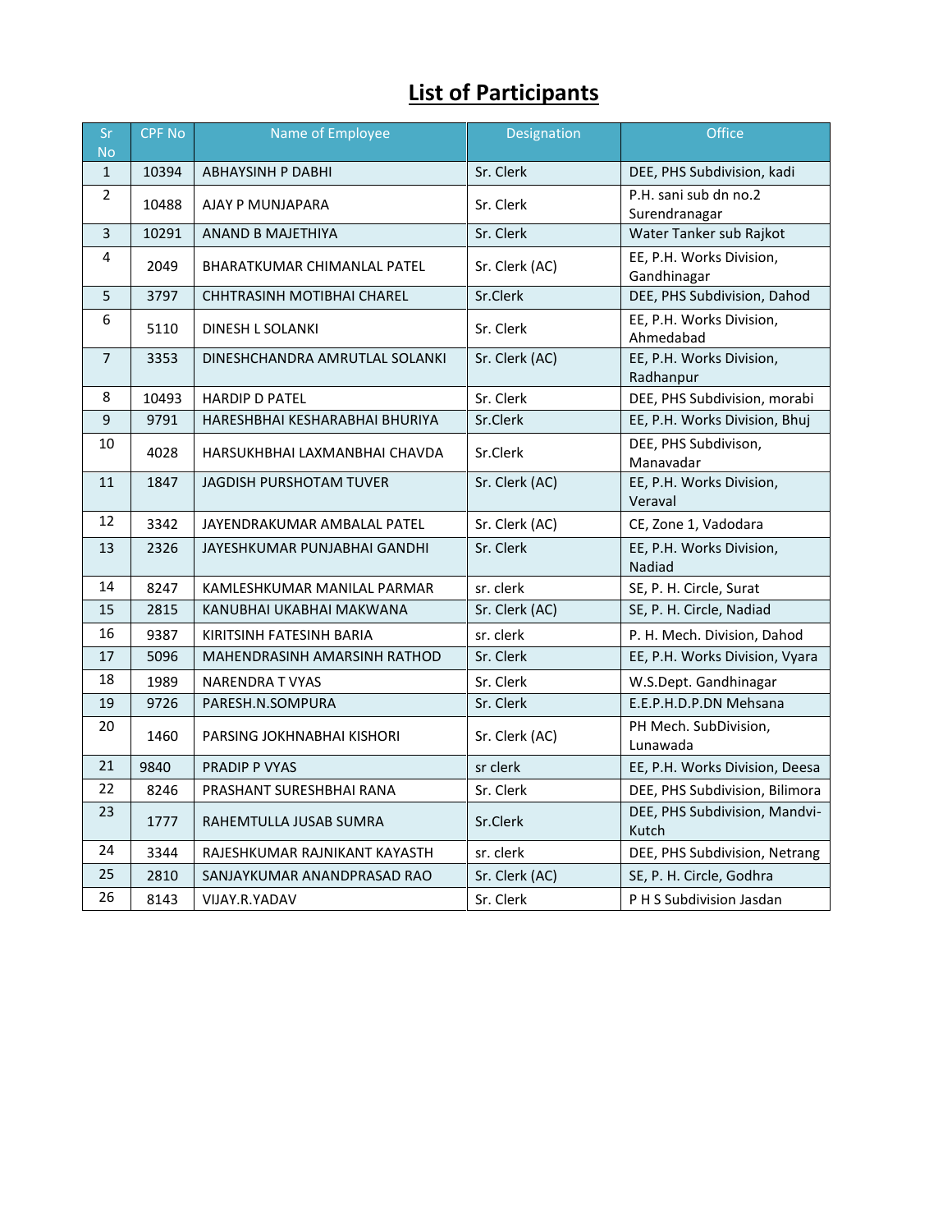# List of Participants

| Sr No | CPF No | Name of Employee | Designation | Office |
|---|---|---|---|---|
| 1 | 10394 | ABHAYSINH P DABHI | Sr. Clerk | DEE, PHS Subdivision, kadi |
| 2 | 10488 | AJAY P MUNJAPARA | Sr. Clerk | P.H. sani sub dn no.2 Surendranagar |
| 3 | 10291 | ANAND B MAJETHIYA | Sr. Clerk | Water Tanker sub Rajkot |
| 4 | 2049 | BHARATKUMAR CHIMANLAL PATEL | Sr. Clerk (AC) | EE, P.H. Works Division, Gandhinagar |
| 5 | 3797 | CHHTRASINH MOTIBHAI CHAREL | Sr.Clerk | DEE, PHS Subdivision, Dahod |
| 6 | 5110 | DINESH L SOLANKI | Sr. Clerk | EE, P.H. Works Division, Ahmedabad |
| 7 | 3353 | DINESHCHANDRA AMRUTLAL SOLANKI | Sr. Clerk (AC) | EE, P.H. Works Division, Radhanpur |
| 8 | 10493 | HARDIP D PATEL | Sr. Clerk | DEE, PHS Subdivision, morabi |
| 9 | 9791 | HARESHBHAI KESHARABHAI BHURIYA | Sr.Clerk | EE, P.H. Works Division, Bhuj |
| 10 | 4028 | HARSUKHBHAI LAXMANBHAI CHAVDA | Sr.Clerk | DEE, PHS Subdivison, Manavadar |
| 11 | 1847 | JAGDISH PURSHOTAM TUVER | Sr. Clerk (AC) | EE, P.H. Works Division, Veraval |
| 12 | 3342 | JAYENDRAKUMAR AMBALAL PATEL | Sr. Clerk (AC) | CE, Zone 1, Vadodara |
| 13 | 2326 | JAYESHKUMAR PUNJABHAI GANDHI | Sr. Clerk | EE, P.H. Works Division, Nadiad |
| 14 | 8247 | KAMLESHKUMAR MANILAL PARMAR | sr. clerk | SE, P. H. Circle, Surat |
| 15 | 2815 | KANUBHAI UKABHAI MAKWANA | Sr. Clerk (AC) | SE, P. H. Circle, Nadiad |
| 16 | 9387 | KIRITSINH FATESINH BARIA | sr. clerk | P. H. Mech. Division, Dahod |
| 17 | 5096 | MAHENDRASINH AMARSINH RATHOD | Sr. Clerk | EE, P.H. Works Division, Vyara |
| 18 | 1989 | NARENDRA T VYAS | Sr. Clerk | W.S.Dept. Gandhinagar |
| 19 | 9726 | PARESH.N.SOMPURA | Sr. Clerk | E.E.P.H.D.P.DN Mehsana |
| 20 | 1460 | PARSING JOKHNABHAI KISHORI | Sr. Clerk (AC) | PH Mech. SubDivision, Lunawada |
| 21 | 9840 | PRADIP P VYAS | sr clerk | EE, P.H. Works Division, Deesa |
| 22 | 8246 | PRASHANT SURESHBHAI RANA | Sr. Clerk | DEE, PHS Subdivision, Bilimora |
| 23 | 1777 | RAHEMTULLA JUSAB SUMRA | Sr.Clerk | DEE, PHS Subdivision, Mandvi-Kutch |
| 24 | 3344 | RAJESHKUMAR RAJNIKANT KAYASTH | sr. clerk | DEE, PHS Subdivision, Netrang |
| 25 | 2810 | SANJAYKUMAR ANANDPRASAD RAO | Sr. Clerk (AC) | SE, P. H. Circle, Godhra |
| 26 | 8143 | VIJAY.R.YADAV | Sr. Clerk | P H S Subdivision Jasdan |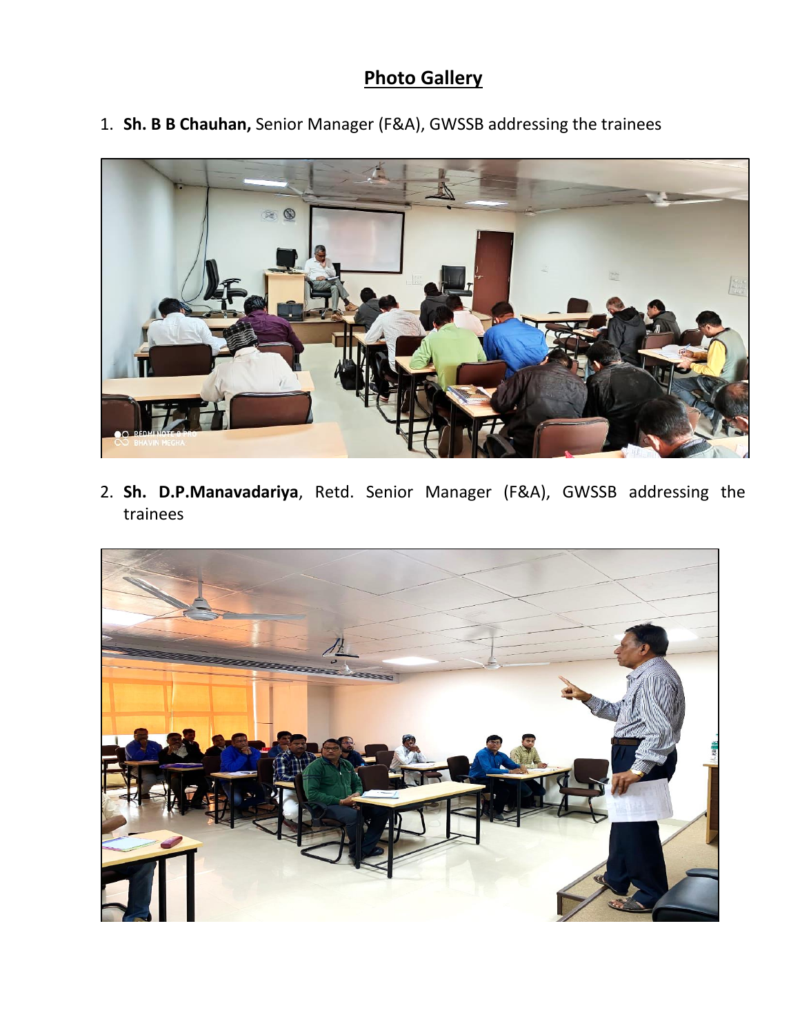## Photo Gallery

1. **Sh. B B Chauhan,** Senior Manager (F&A), GWSSB addressing the trainees

2. **Sh. D.P.Manavadariya**, Retd. Senior Manager (F&A), GWSSB addressing the trainees